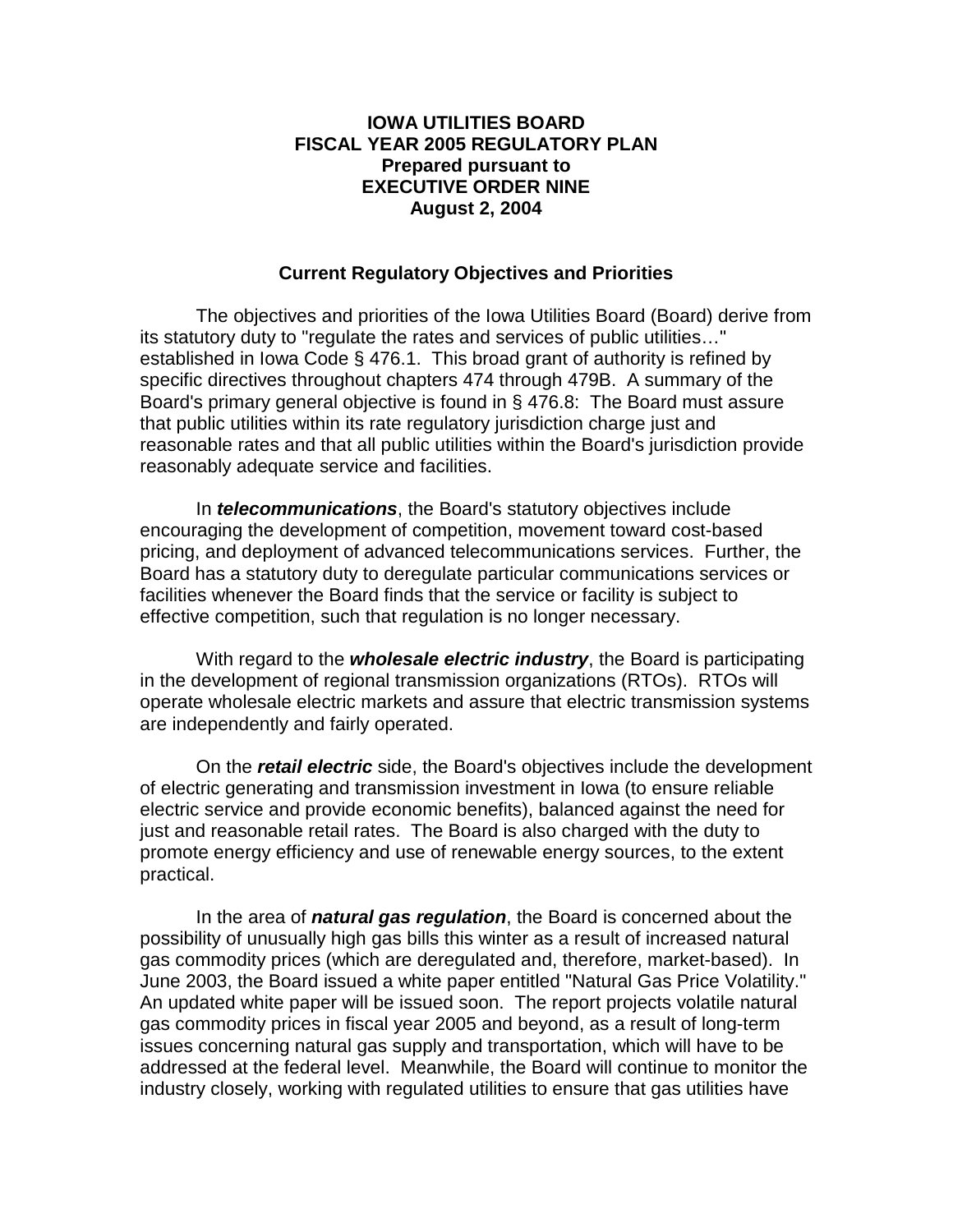# IOWA UTILITIES BOARD
# FISCAL YEAR 2005 REGULATORY PLAN
## Prepared pursuant to
## EXECUTIVE ORDER NINE
## August 2, 2004

### Current Regulatory Objectives and Priorities

The objectives and priorities of the Iowa Utilities Board (Board) derive from its statutory duty to "regulate the rates and services of public utilities…" established in Iowa Code § 476.1. This broad grant of authority is refined by specific directives throughout chapters 474 through 479B. A summary of the Board's primary general objective is found in § 476.8: The Board must assure that public utilities within its rate regulatory jurisdiction charge just and reasonable rates and that all public utilities within the Board's jurisdiction provide reasonably adequate service and facilities.

In ***telecommunications***, the Board's statutory objectives include encouraging the development of competition, movement toward cost-based pricing, and deployment of advanced telecommunications services. Further, the Board has a statutory duty to deregulate particular communications services or facilities whenever the Board finds that the service or facility is subject to effective competition, such that regulation is no longer necessary.

With regard to the ***wholesale electric industry***, the Board is participating in the development of regional transmission organizations (RTOs). RTOs will operate wholesale electric markets and assure that electric transmission systems are independently and fairly operated.

On the ***retail electric*** side, the Board's objectives include the development of electric generating and transmission investment in Iowa (to ensure reliable electric service and provide economic benefits), balanced against the need for just and reasonable retail rates. The Board is also charged with the duty to promote energy efficiency and use of renewable energy sources, to the extent practical.

In the area of ***natural gas regulation***, the Board is concerned about the possibility of unusually high gas bills this winter as a result of increased natural gas commodity prices (which are deregulated and, therefore, market-based). In June 2003, the Board issued a white paper entitled "Natural Gas Price Volatility." An updated white paper will be issued soon. The report projects volatile natural gas commodity prices in fiscal year 2005 and beyond, as a result of long-term issues concerning natural gas supply and transportation, which will have to be addressed at the federal level. Meanwhile, the Board will continue to monitor the industry closely, working with regulated utilities to ensure that gas utilities have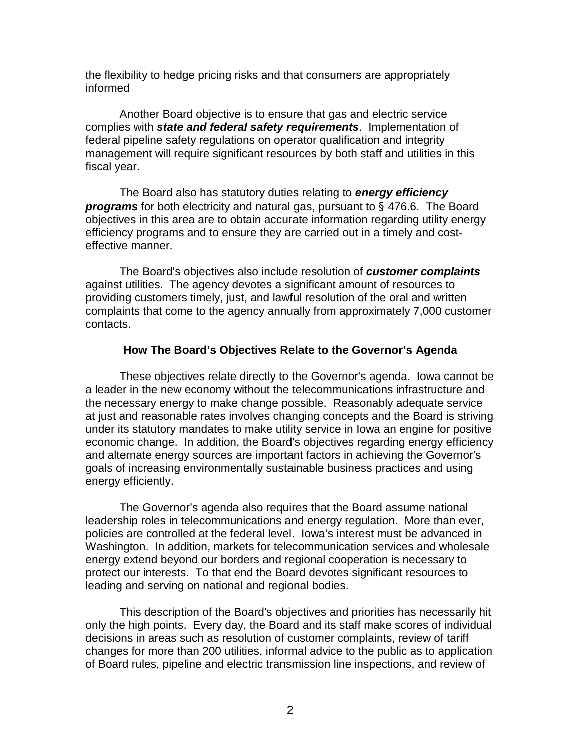the flexibility to hedge pricing risks and that consumers are appropriately informed

Another Board objective is to ensure that gas and electric service complies with ***state and federal safety requirements***. Implementation of federal pipeline safety regulations on operator qualification and integrity management will require significant resources by both staff and utilities in this fiscal year.

The Board also has statutory duties relating to ***energy efficiency programs*** for both electricity and natural gas, pursuant to § 476.6. The Board objectives in this area are to obtain accurate information regarding utility energy efficiency programs and to ensure they are carried out in a timely and cost-effective manner.

The Board's objectives also include resolution of ***customer complaints*** against utilities. The agency devotes a significant amount of resources to providing customers timely, just, and lawful resolution of the oral and written complaints that come to the agency annually from approximately 7,000 customer contacts.

**How The Board's Objectives Relate to the Governor's Agenda**

These objectives relate directly to the Governor's agenda. Iowa cannot be a leader in the new economy without the telecommunications infrastructure and the necessary energy to make change possible. Reasonably adequate service at just and reasonable rates involves changing concepts and the Board is striving under its statutory mandates to make utility service in Iowa an engine for positive economic change. In addition, the Board's objectives regarding energy efficiency and alternate energy sources are important factors in achieving the Governor's goals of increasing environmentally sustainable business practices and using energy efficiently.

The Governor's agenda also requires that the Board assume national leadership roles in telecommunications and energy regulation. More than ever, policies are controlled at the federal level. Iowa's interest must be advanced in Washington. In addition, markets for telecommunication services and wholesale energy extend beyond our borders and regional cooperation is necessary to protect our interests. To that end the Board devotes significant resources to leading and serving on national and regional bodies.

This description of the Board's objectives and priorities has necessarily hit only the high points. Every day, the Board and its staff make scores of individual decisions in areas such as resolution of customer complaints, review of tariff changes for more than 200 utilities, informal advice to the public as to application of Board rules, pipeline and electric transmission line inspections, and review of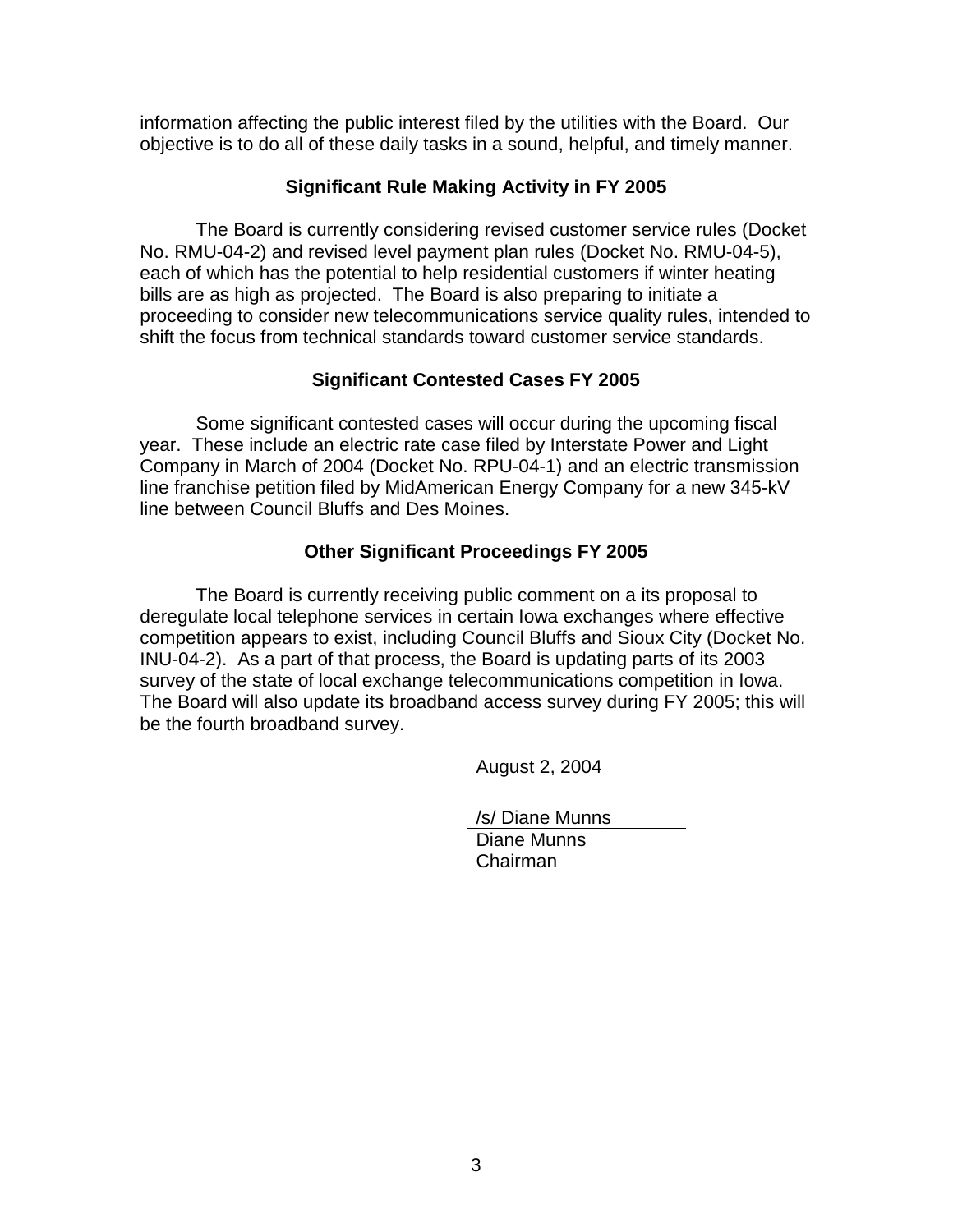information affecting the public interest filed by the utilities with the Board. Our objective is to do all of these daily tasks in a sound, helpful, and timely manner.

### Significant Rule Making Activity in FY 2005

The Board is currently considering revised customer service rules (Docket No. RMU-04-2) and revised level payment plan rules (Docket No. RMU-04-5), each of which has the potential to help residential customers if winter heating bills are as high as projected. The Board is also preparing to initiate a proceeding to consider new telecommunications service quality rules, intended to shift the focus from technical standards toward customer service standards.

### Significant Contested Cases FY 2005

Some significant contested cases will occur during the upcoming fiscal year. These include an electric rate case filed by Interstate Power and Light Company in March of 2004 (Docket No. RPU-04-1) and an electric transmission line franchise petition filed by MidAmerican Energy Company for a new 345-kV line between Council Bluffs and Des Moines.

### Other Significant Proceedings FY 2005

The Board is currently receiving public comment on a its proposal to deregulate local telephone services in certain Iowa exchanges where effective competition appears to exist, including Council Bluffs and Sioux City (Docket No. INU-04-2). As a part of that process, the Board is updating parts of its 2003 survey of the state of local exchange telecommunications competition in Iowa. The Board will also update its broadband access survey during FY 2005; this will be the fourth broadband survey.

August 2, 2004

/s/ Diane Munns
Diane Munns
Chairman